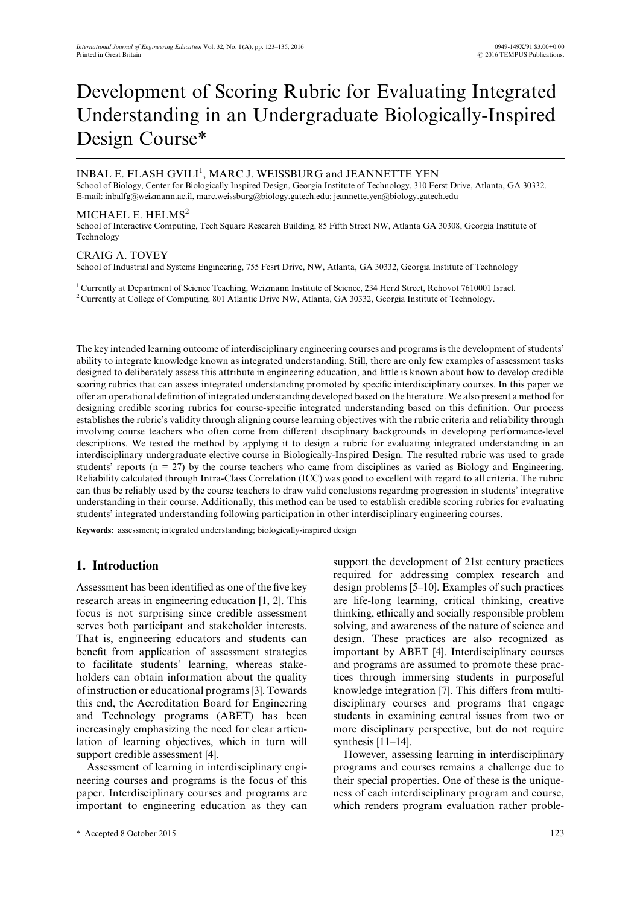# Development of Scoring Rubric for Evaluating Integrated Understanding in an Undergraduate Biologically-Inspired Design Course*

INBAL E. FLASH GVILI[1], MARC J. WEISSBURG and JEANNETTE YEN

School of Biology, Center for Biologically Inspired Design, Georgia Institute of Technology, 310 Ferst Drive, Atlanta, GA 30332. E-mail: inbalfg@weizmann.ac.il, marc.weissburg@biology.gatech.edu; jeannette.yen@biology.gatech.edu

MICHAEL E. HELMS[2]

School of Interactive Computing, Tech Square Research Building, 85 Fifth Street NW, Atlanta GA 30308, Georgia Institute of Technology

CRAIG A. TOVEY

School of Industrial and Systems Engineering, 755 Fesrt Drive, NW, Atlanta, GA 30332, Georgia Institute of Technology

[1] Currently at Department of Science Teaching, Weizmann Institute of Science, 234 Herzl Street, Rehovot 7610001 Israel.
[2] Currently at College of Computing, 801 Atlantic Drive NW, Atlanta, GA 30332, Georgia Institute of Technology.

The key intended learning outcome of interdisciplinary engineering courses and programs is the development of students' ability to integrate knowledge known as integrated understanding. Still, there are only few examples of assessment tasks designed to deliberately assess this attribute in engineering education, and little is known about how to develop credible scoring rubrics that can assess integrated understanding promoted by specific interdisciplinary courses. In this paper we offer an operational definition of integrated understanding developed based on the literature. We also present a method for designing credible scoring rubrics for course-specific integrated understanding based on this definition. Our process establishes the rubric's validity through aligning course learning objectives with the rubric criteria and reliability through involving course teachers who often come from different disciplinary backgrounds in developing performance-level descriptions. We tested the method by applying it to design a rubric for evaluating integrated understanding in an interdisciplinary undergraduate elective course in Biologically-Inspired Design. The resulted rubric was used to grade students' reports (n = 27) by the course teachers who came from disciplines as varied as Biology and Engineering. Reliability calculated through Intra-Class Correlation (ICC) was good to excellent with regard to all criteria. The rubric can thus be reliably used by the course teachers to draw valid conclusions regarding progression in students' integrative understanding in their course. Additionally, this method can be used to establish credible scoring rubrics for evaluating students' integrated understanding following participation in other interdisciplinary engineering courses.

**Keywords:** assessment; integrated understanding; biologically-inspired design

## 1. Introduction

Assessment has been identified as one of the five key research areas in engineering education [1, 2]. This focus is not surprising since credible assessment serves both participant and stakeholder interests. That is, engineering educators and students can benefit from application of assessment strategies to facilitate students' learning, whereas stakeholders can obtain information about the quality of instruction or educational programs [3]. Towards this end, the Accreditation Board for Engineering and Technology programs (ABET) has been increasingly emphasizing the need for clear articulation of learning objectives, which in turn will support credible assessment [4].

Assessment of learning in interdisciplinary engineering courses and programs is the focus of this paper. Interdisciplinary courses and programs are important to engineering education as they can support the development of 21st century practices required for addressing complex research and design problems [5–10]. Examples of such practices are life-long learning, critical thinking, creative thinking, ethically and socially responsible problem solving, and awareness of the nature of science and design. These practices are also recognized as important by ABET [4]. Interdisciplinary courses and programs are assumed to promote these practices through immersing students in purposeful knowledge integration [7]. This differs from multidisciplinary courses and programs that engage students in examining central issues from two or more disciplinary perspective, but do not require synthesis [11–14].

However, assessing learning in interdisciplinary programs and courses remains a challenge due to their special properties. One of these is the uniqueness of each interdisciplinary program and course, which renders program evaluation rather proble-

\* Accepted 8 October 2015.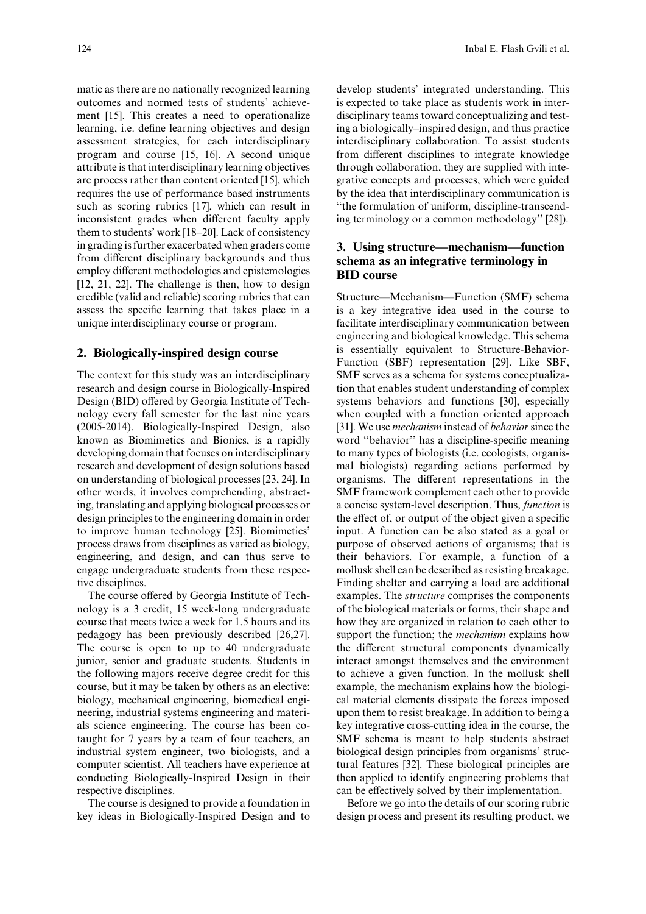matic as there are no nationally recognized learning outcomes and normed tests of students' achievement [15]. This creates a need to operationalize learning, i.e. define learning objectives and design assessment strategies, for each interdisciplinary program and course [15, 16]. A second unique attribute is that interdisciplinary learning objectives are process rather than content oriented [15], which requires the use of performance based instruments such as scoring rubrics [17], which can result in inconsistent grades when different faculty apply them to students' work [18–20]. Lack of consistency in grading is further exacerbated when graders come from different disciplinary backgrounds and thus employ different methodologies and epistemologies [12, 21, 22]. The challenge is then, how to design credible (valid and reliable) scoring rubrics that can assess the specific learning that takes place in a unique interdisciplinary course or program.

## 2. Biologically-inspired design course

The context for this study was an interdisciplinary research and design course in Biologically-Inspired Design (BID) offered by Georgia Institute of Technology every fall semester for the last nine years (2005-2014). Biologically-Inspired Design, also known as Biomimetics and Bionics, is a rapidly developing domain that focuses on interdisciplinary research and development of design solutions based on understanding of biological processes [23, 24]. In other words, it involves comprehending, abstracting, translating and applying biological processes or design principles to the engineering domain in order to improve human technology [25]. Biomimetics' process draws from disciplines as varied as biology, engineering, and design, and can thus serve to engage undergraduate students from these respective disciplines.

The course offered by Georgia Institute of Technology is a 3 credit, 15 week-long undergraduate course that meets twice a week for 1.5 hours and its pedagogy has been previously described [26,27]. The course is open to up to 40 undergraduate junior, senior and graduate students. Students in the following majors receive degree credit for this course, but it may be taken by others as an elective: biology, mechanical engineering, biomedical engineering, industrial systems engineering and materials science engineering. The course has been co-taught for 7 years by a team of four teachers, an industrial system engineer, two biologists, and a computer scientist. All teachers have experience at conducting Biologically-Inspired Design in their respective disciplines.

The course is designed to provide a foundation in key ideas in Biologically-Inspired Design and to develop students' integrated understanding. This is expected to take place as students work in interdisciplinary teams toward conceptualizing and testing a biologically–inspired design, and thus practice interdisciplinary collaboration. To assist students from different disciplines to integrate knowledge through collaboration, they are supplied with integrative concepts and processes, which were guided by the idea that interdisciplinary communication is "the formulation of uniform, discipline-transcending terminology or a common methodology" [28]).

## 3. Using structure—mechanism—function schema as an integrative terminology in BID course

Structure—Mechanism—Function (SMF) schema is a key integrative idea used in the course to facilitate interdisciplinary communication between engineering and biological knowledge. This schema is essentially equivalent to Structure-Behavior-Function (SBF) representation [29]. Like SBF, SMF serves as a schema for systems conceptualization that enables student understanding of complex systems behaviors and functions [30], especially when coupled with a function oriented approach [31]. We use *mechanism* instead of *behavior* since the word "behavior" has a discipline-specific meaning to many types of biologists (i.e. ecologists, organismal biologists) regarding actions performed by organisms. The different representations in the SMF framework complement each other to provide a concise system-level description. Thus, *function* is the effect of, or output of the object given a specific input. A function can be also stated as a goal or purpose of observed actions of organisms; that is their behaviors. For example, a function of a mollusk shell can be described as resisting breakage. Finding shelter and carrying a load are additional examples. The *structure* comprises the components of the biological materials or forms, their shape and how they are organized in relation to each other to support the function; the *mechanism* explains how the different structural components dynamically interact amongst themselves and the environment to achieve a given function. In the mollusk shell example, the mechanism explains how the biological material elements dissipate the forces imposed upon them to resist breakage. In addition to being a key integrative cross-cutting idea in the course, the SMF schema is meant to help students abstract biological design principles from organisms' structural features [32]. These biological principles are then applied to identify engineering problems that can be effectively solved by their implementation.

Before we go into the details of our scoring rubric design process and present its resulting product, we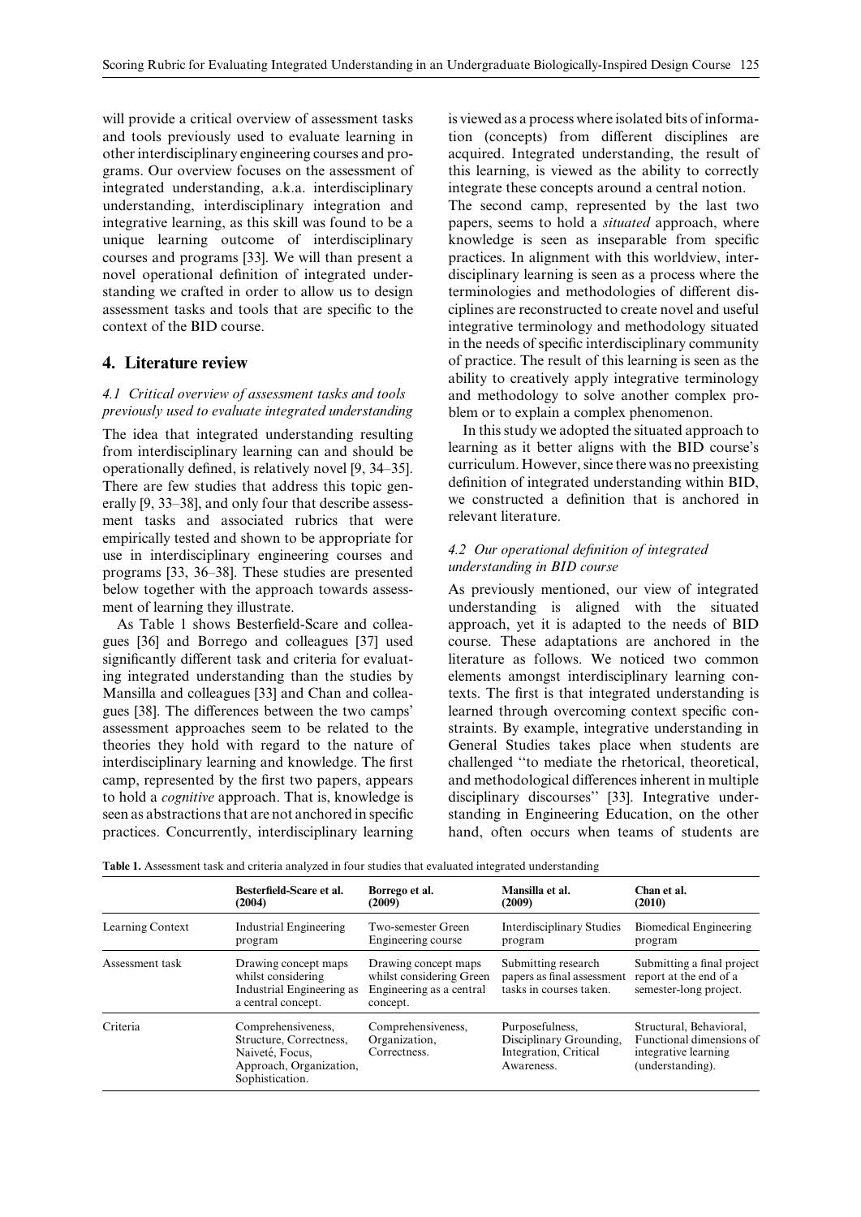will provide a critical overview of assessment tasks and tools previously used to evaluate learning in other interdisciplinary engineering courses and programs. Our overview focuses on the assessment of integrated understanding, a.k.a. interdisciplinary understanding, interdisciplinary integration and integrative learning, as this skill was found to be a unique learning outcome of interdisciplinary courses and programs [33]. We will than present a novel operational definition of integrated understanding we crafted in order to allow us to design assessment tasks and tools that are specific to the context of the BID course.

## 4. Literature review

### 4.1 Critical overview of assessment tasks and tools previously used to evaluate integrated understanding

The idea that integrated understanding resulting from interdisciplinary learning can and should be operationally defined, is relatively novel [9, 34–35]. There are few studies that address this topic generally [9, 33–38], and only four that describe assessment tasks and associated rubrics that were empirically tested and shown to be appropriate for use in interdisciplinary engineering courses and programs [33, 36–38]. These studies are presented below together with the approach towards assessment of learning they illustrate.

As Table 1 shows Besterfield-Scare and colleagues [36] and Borrego and colleagues [37] used significantly different task and criteria for evaluating integrated understanding than the studies by Mansilla and colleagues [33] and Chan and colleagues [38]. The differences between the two camps' assessment approaches seem to be related to the theories they hold with regard to the nature of interdisciplinary learning and knowledge. The first camp, represented by the first two papers, appears to hold a *cognitive* approach. That is, knowledge is seen as abstractions that are not anchored in specific practices. Concurrently, interdisciplinary learning is viewed as a process where isolated bits of information (concepts) from different disciplines are acquired. Integrated understanding, the result of this learning, is viewed as the ability to correctly integrate these concepts around a central notion. The second camp, represented by the last two papers, seems to hold a *situated* approach, where knowledge is seen as inseparable from specific practices. In alignment with this worldview, interdisciplinary learning is seen as a process where the terminologies and methodologies of different disciplines are reconstructed to create novel and useful integrative terminology and methodology situated in the needs of specific interdisciplinary community of practice. The result of this learning is seen as the ability to creatively apply integrative terminology and methodology to solve another complex problem or to explain a complex phenomenon.

In this study we adopted the situated approach to learning as it better aligns with the BID course's curriculum. However, since there was no preexisting definition of integrated understanding within BID, we constructed a definition that is anchored in relevant literature.

### 4.2 Our operational definition of integrated understanding in BID course

As previously mentioned, our view of integrated understanding is aligned with the situated approach, yet it is adapted to the needs of BID course. These adaptations are anchored in the literature as follows. We noticed two common elements amongst interdisciplinary learning contexts. The first is that integrated understanding is learned through overcoming context specific constraints. By example, integrative understanding in General Studies takes place when students are challenged "to mediate the rhetorical, theoretical, and methodological differences inherent in multiple disciplinary discourses" [33]. Integrative understanding in Engineering Education, on the other hand, often occurs when teams of students are

**Table 1.** Assessment task and criteria analyzed in four studies that evaluated integrated understanding

| | Besterfield-Scare et al. (2004) | Borrego et al. (2009) | Mansilla et al. (2009) | Chan et al. (2010) |
|---|---|---|---|---|
| Learning Context | Industrial Engineering program | Two-semester Green Engineering course | Interdisciplinary Studies program | Biomedical Engineering program |
| Assessment task | Drawing concept maps whilst considering Industrial Engineering as a central concept. | Drawing concept maps whilst considering Green Engineering as a central concept. | Submitting research papers as final assessment tasks in courses taken. | Submitting a final project report at the end of a semester-long project. |
| Criteria | Comprehensiveness, Structure, Correctness, Naiveté, Focus, Approach, Organization, Sophistication. | Comprehensiveness, Organization, Correctness. | Purposefulness, Disciplinary Grounding, Integration, Critical Awareness. | Structural, Behavioral, Functional dimensions of integrative learning (understanding). |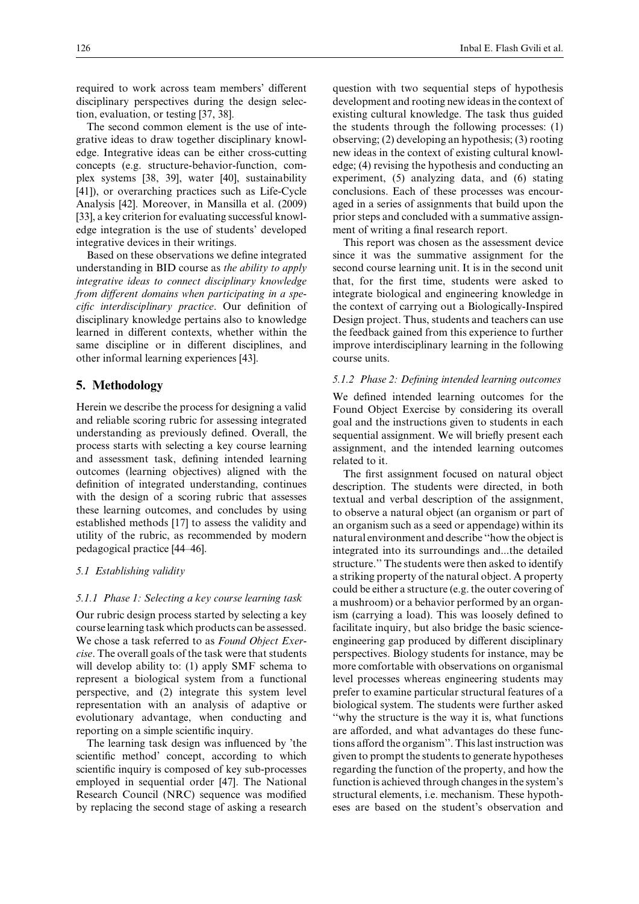required to work across team members' different disciplinary perspectives during the design selection, evaluation, or testing [37, 38].

The second common element is the use of integrative ideas to draw together disciplinary knowledge. Integrative ideas can be either cross-cutting concepts (e.g. structure-behavior-function, complex systems [38, 39], water [40], sustainability [41]), or overarching practices such as Life-Cycle Analysis [42]. Moreover, in Mansilla et al. (2009) [33], a key criterion for evaluating successful knowledge integration is the use of students' developed integrative devices in their writings.

Based on these observations we define integrated understanding in BID course as *the ability to apply integrative ideas to connect disciplinary knowledge from different domains when participating in a specific interdisciplinary practice*. Our definition of disciplinary knowledge pertains also to knowledge learned in different contexts, whether within the same discipline or in different disciplines, and other informal learning experiences [43].

## 5. Methodology

Herein we describe the process for designing a valid and reliable scoring rubric for assessing integrated understanding as previously defined. Overall, the process starts with selecting a key course learning and assessment task, defining intended learning outcomes (learning objectives) aligned with the definition of integrated understanding, continues with the design of a scoring rubric that assesses these learning outcomes, and concludes by using established methods [17] to assess the validity and utility of the rubric, as recommended by modern pedagogical practice [44–46].

### 5.1 Establishing validity

#### 5.1.1 Phase 1: Selecting a key course learning task

Our rubric design process started by selecting a key course learning task which products can be assessed. We chose a task referred to as *Found Object Exercise*. The overall goals of the task were that students will develop ability to: (1) apply SMF schema to represent a biological system from a functional perspective, and (2) integrate this system level representation with an analysis of adaptive or evolutionary advantage, when conducting and reporting on a simple scientific inquiry.

The learning task design was influenced by 'the scientific method' concept, according to which scientific inquiry is composed of key sub-processes employed in sequential order [47]. The National Research Council (NRC) sequence was modified by replacing the second stage of asking a research question with two sequential steps of hypothesis development and rooting new ideas in the context of existing cultural knowledge. The task thus guided the students through the following processes: (1) observing; (2) developing an hypothesis; (3) rooting new ideas in the context of existing cultural knowledge; (4) revising the hypothesis and conducting an experiment, (5) analyzing data, and (6) stating conclusions. Each of these processes was encouraged in a series of assignments that build upon the prior steps and concluded with a summative assignment of writing a final research report.

This report was chosen as the assessment device since it was the summative assignment for the second course learning unit. It is in the second unit that, for the first time, students were asked to integrate biological and engineering knowledge in the context of carrying out a Biologically-Inspired Design project. Thus, students and teachers can use the feedback gained from this experience to further improve interdisciplinary learning in the following course units.

#### 5.1.2 Phase 2: Defining intended learning outcomes

We defined intended learning outcomes for the Found Object Exercise by considering its overall goal and the instructions given to students in each sequential assignment. We will briefly present each assignment, and the intended learning outcomes related to it.

The first assignment focused on natural object description. The students were directed, in both textual and verbal description of the assignment, to observe a natural object (an organism or part of an organism such as a seed or appendage) within its natural environment and describe "how the object is integrated into its surroundings and...the detailed structure." The students were then asked to identify a striking property of the natural object. A property could be either a structure (e.g. the outer covering of a mushroom) or a behavior performed by an organism (carrying a load). This was loosely defined to facilitate inquiry, but also bridge the basic science-engineering gap produced by different disciplinary perspectives. Biology students for instance, may be more comfortable with observations on organismal level processes whereas engineering students may prefer to examine particular structural features of a biological system. The students were further asked "why the structure is the way it is, what functions are afforded, and what advantages do these functions afford the organism". This last instruction was given to prompt the students to generate hypotheses regarding the function of the property, and how the function is achieved through changes in the system's structural elements, i.e. mechanism. These hypotheses are based on the student's observation and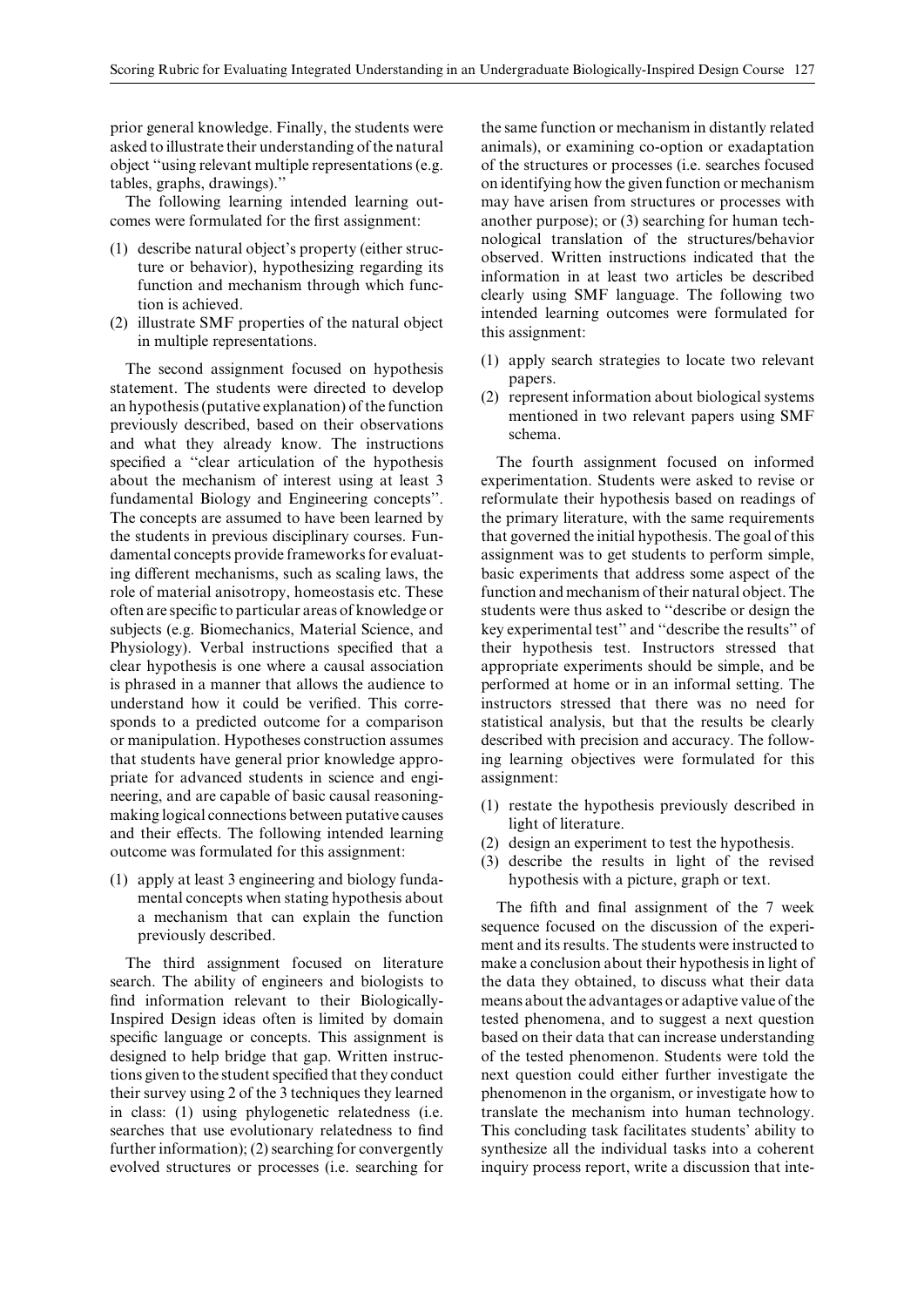prior general knowledge. Finally, the students were asked to illustrate their understanding of the natural object "using relevant multiple representations (e.g. tables, graphs, drawings)."

The following learning intended learning outcomes were formulated for the first assignment:

(1) describe natural object's property (either structure or behavior), hypothesizing regarding its function and mechanism through which function is achieved.
(2) illustrate SMF properties of the natural object in multiple representations.

The second assignment focused on hypothesis statement. The students were directed to develop an hypothesis (putative explanation) of the function previously described, based on their observations and what they already know. The instructions specified a "clear articulation of the hypothesis about the mechanism of interest using at least 3 fundamental Biology and Engineering concepts". The concepts are assumed to have been learned by the students in previous disciplinary courses. Fundamental concepts provide frameworks for evaluating different mechanisms, such as scaling laws, the role of material anisotropy, homeostasis etc. These often are specific to particular areas of knowledge or subjects (e.g. Biomechanics, Material Science, and Physiology). Verbal instructions specified that a clear hypothesis is one where a causal association is phrased in a manner that allows the audience to understand how it could be verified. This corresponds to a predicted outcome for a comparison or manipulation. Hypotheses construction assumes that students have general prior knowledge appropriate for advanced students in science and engineering, and are capable of basic causal reasoning-making logical connections between putative causes and their effects. The following intended learning outcome was formulated for this assignment:

(1) apply at least 3 engineering and biology fundamental concepts when stating hypothesis about a mechanism that can explain the function previously described.

The third assignment focused on literature search. The ability of engineers and biologists to find information relevant to their Biologically-Inspired Design ideas often is limited by domain specific language or concepts. This assignment is designed to help bridge that gap. Written instructions given to the student specified that they conduct their survey using 2 of the 3 techniques they learned in class: (1) using phylogenetic relatedness (i.e. searches that use evolutionary relatedness to find further information); (2) searching for convergently evolved structures or processes (i.e. searching for the same function or mechanism in distantly related animals), or examining co-option or exadaptation of the structures or processes (i.e. searches focused on identifying how the given function or mechanism may have arisen from structures or processes with another purpose); or (3) searching for human technological translation of the structures/behavior observed. Written instructions indicated that the information in at least two articles be described clearly using SMF language. The following two intended learning outcomes were formulated for this assignment:

(1) apply search strategies to locate two relevant papers.
(2) represent information about biological systems mentioned in two relevant papers using SMF schema.

The fourth assignment focused on informed experimentation. Students were asked to revise or reformulate their hypothesis based on readings of the primary literature, with the same requirements that governed the initial hypothesis. The goal of this assignment was to get students to perform simple, basic experiments that address some aspect of the function and mechanism of their natural object. The students were thus asked to "describe or design the key experimental test" and "describe the results" of their hypothesis test. Instructors stressed that appropriate experiments should be simple, and be performed at home or in an informal setting. The instructors stressed that there was no need for statistical analysis, but that the results be clearly described with precision and accuracy. The following learning objectives were formulated for this assignment:

(1) restate the hypothesis previously described in light of literature.
(2) design an experiment to test the hypothesis.
(3) describe the results in light of the revised hypothesis with a picture, graph or text.

The fifth and final assignment of the 7 week sequence focused on the discussion of the experiment and its results. The students were instructed to make a conclusion about their hypothesis in light of the data they obtained, to discuss what their data means about the advantages or adaptive value of the tested phenomena, and to suggest a next question based on their data that can increase understanding of the tested phenomenon. Students were told the next question could either further investigate the phenomenon in the organism, or investigate how to translate the mechanism into human technology. This concluding task facilitates students' ability to synthesize all the individual tasks into a coherent inquiry process report, write a discussion that inte-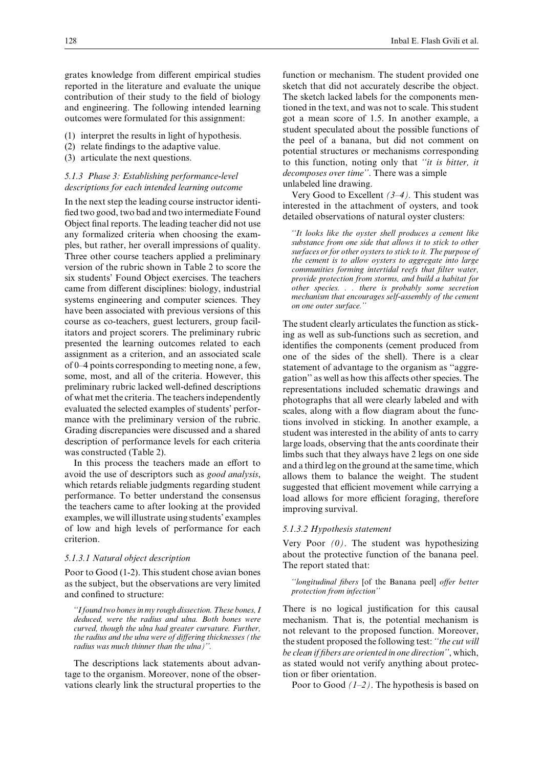grates knowledge from different empirical studies reported in the literature and evaluate the unique contribution of their study to the field of biology and engineering. The following intended learning outcomes were formulated for this assignment:

(1) interpret the results in light of hypothesis.
(2) relate findings to the adaptive value.
(3) articulate the next questions.

#### 5.1.3 Phase 3: Establishing performance-level descriptions for each intended learning outcome

In the next step the leading course instructor identified two good, two bad and two intermediate Found Object final reports. The leading teacher did not use any formalized criteria when choosing the examples, but rather, her overall impressions of quality. Three other course teachers applied a preliminary version of the rubric shown in Table 2 to score the six students' Found Object exercises. The teachers came from different disciplines: biology, industrial systems engineering and computer sciences. They have been associated with previous versions of this course as co-teachers, guest lecturers, group facilitators and project scorers. The preliminary rubric presented the learning outcomes related to each assignment as a criterion, and an associated scale of 0–4 points corresponding to meeting none, a few, some, most, and all of the criteria. However, this preliminary rubric lacked well-defined descriptions of what met the criteria. The teachers independently evaluated the selected examples of students' performance with the preliminary version of the rubric. Grading discrepancies were discussed and a shared description of performance levels for each criteria was constructed (Table 2).

In this process the teachers made an effort to avoid the use of descriptors such as *good analysis*, which retards reliable judgments regarding student performance. To better understand the consensus the teachers came to after looking at the provided examples, we will illustrate using students' examples of low and high levels of performance for each criterion.

##### 5.1.3.1 Natural object description

Poor to Good (1-2). This student chose avian bones as the subject, but the observations are very limited and confined to structure:

> *"I found two bones in my rough dissection. These bones, I deduced, were the radius and ulna. Both bones were curved, though the ulna had greater curvature. Further, the radius and the ulna were of differing thicknesses (the radius was much thinner than the ulna)".*

The descriptions lack statements about advantage to the organism. Moreover, none of the observations clearly link the structural properties to the function or mechanism. The student provided one sketch that did not accurately describe the object. The sketch lacked labels for the components mentioned in the text, and was not to scale. This student got a mean score of 1.5. In another example, a student speculated about the possible functions of the peel of a banana, but did not comment on potential structures or mechanisms corresponding to this function, noting only that *"it is bitter, it decomposes over time"*. There was a simple unlabeled line drawing.

Very Good to Excellent *(3–4)*. This student was interested in the attachment of oysters, and took detailed observations of natural oyster clusters:

> *"It looks like the oyster shell produces a cement like substance from one side that allows it to stick to other surfaces or for other oysters to stick to it. The purpose of the cement is to allow oysters to aggregate into large communities forming intertidal reefs that filter water, provide protection from storms, and build a habitat for other species. . . there is probably some secretion mechanism that encourages self-assembly of the cement on one outer surface."*

The student clearly articulates the function as sticking as well as sub-functions such as secretion, and identifies the components (cement produced from one of the sides of the shell). There is a clear statement of advantage to the organism as "aggregation" as well as how this affects other species. The representations included schematic drawings and photographs that all were clearly labeled and with scales, along with a flow diagram about the functions involved in sticking. In another example, a student was interested in the ability of ants to carry large loads, observing that the ants coordinate their limbs such that they always have 2 legs on one side and a third leg on the ground at the same time, which allows them to balance the weight. The student suggested that efficient movement while carrying a load allows for more efficient foraging, therefore improving survival.

##### 5.1.3.2 Hypothesis statement

Very Poor *(0)*. The student was hypothesizing about the protective function of the banana peel. The report stated that:

> *"longitudinal fibers* [of the Banana peel] *offer better protection from infection"*

There is no logical justification for this causal mechanism. That is, the potential mechanism is not relevant to the proposed function. Moreover, the student proposed the following test: *"the cut will be clean if fibers are oriented in one direction"*, which, as stated would not verify anything about protection or fiber orientation.

Poor to Good *(1–2)*. The hypothesis is based on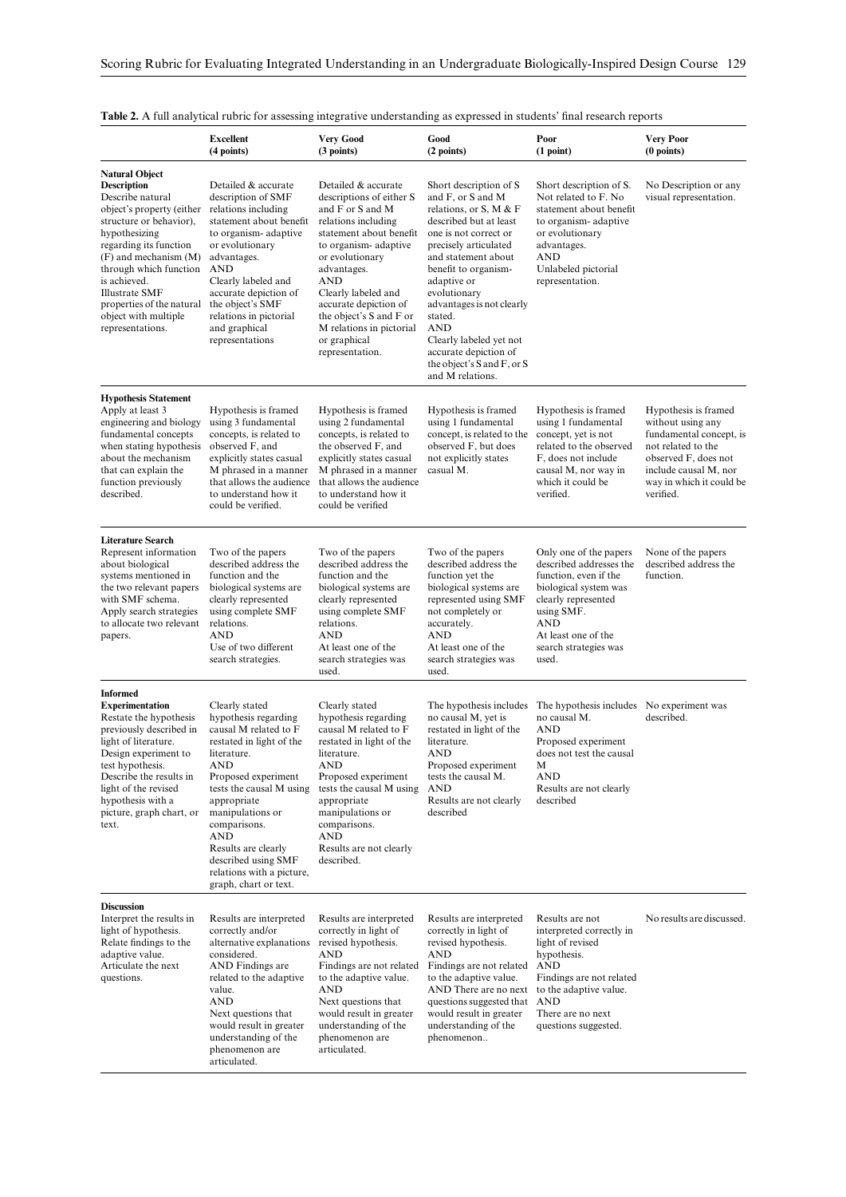**Table 2.** A full analytical rubric for assessing integrative understanding as expressed in students' final research reports

| | Excellent (4 points) | Very Good (3 points) | Good (2 points) | Poor (1 point) | Very Poor (0 points) |
|---|---|---|---|---|---|
| **Natural Object Description** Describe natural object's property (either structure or behavior), hypothesizing regarding its function (F) and mechanism (M) through which function is achieved. Illustrate SMF properties of the natural object with multiple representations. | Detailed & accurate description of SMF relations including statement about benefit to organism- adaptive or evolutionary advantages. AND Clearly labeled and accurate depiction of the object's SMF relations in pictorial and graphical representations | Detailed & accurate descriptions of either S and F or S and M relations including statement about benefit to organism- adaptive or evolutionary advantages. AND Clearly labeled and accurate depiction of the object's S and F or M relations in pictorial or graphical representation. | Short description of S and F, or S and M relations, or S, M & F described but at least one is not correct or precisely articulated and statement about benefit to organism- adaptive or evolutionary advantages is not clearly stated. AND Clearly labeled yet not accurate depiction of the object's S and F, or S and M relations. | Short description of S. Not related to F. No statement about benefit to organism- adaptive or evolutionary advantages. AND Unlabeled pictorial representation. | No Description or any visual representation. |
| **Hypothesis Statement** Apply at least 3 engineering and biology fundamental concepts when stating hypothesis about the mechanism that can explain the function previously described. | Hypothesis is framed using 3 fundamental concepts, is related to observed F, and explicitly states casual M phrased in a manner that allows the audience to understand how it could be verified. | Hypothesis is framed using 2 fundamental concepts, is related to the observed F, and explicitly states casual M phrased in a manner that allows the audience to understand how it could be verified | Hypothesis is framed using 1 fundamental concept, is related to the observed F, but does not explicitly states casual M. | Hypothesis is framed using 1 fundamental concept, yet is not related to the observed F, does not include causal M, nor way in which it could be verified. | Hypothesis is framed without using any fundamental concept, is not related to the observed F, does not include causal M, nor way in which it could be verified. |
| **Literature Search** Represent information about biological systems mentioned in the two relevant papers with SMF schema. Apply search strategies to allocate two relevant papers. | Two of the papers described address the function and the biological systems are clearly represented using complete SMF relations. AND Use of two different search strategies. | Two of the papers described address the function and the biological systems are clearly represented using complete SMF relations. AND At least one of the search strategies was used. | Two of the papers described address the function yet the biological systems are represented using SMF not completely or accurately. AND At least one of the search strategies was used. | Only one of the papers described addresses the function, even if the biological system was clearly represented using SMF. AND At least one of the search strategies was used. | None of the papers described address the function. |
| **Informed Experimentation** Restate the hypothesis previously described in light of literature. Design experiment to test hypothesis. Describe the results in light of the revised hypothesis with a picture, graph chart, or text. | Clearly stated hypothesis regarding causal M related to F restated in light of the literature. AND Proposed experiment tests the causal M using appropriate manipulations or comparisons. AND Results are clearly described using SMF relations with a picture, graph, chart or text. | Clearly stated hypothesis regarding causal M related to F restated in light of the literature. AND Proposed experiment tests the causal M using appropriate manipulations or comparisons. AND Results are not clearly described. | The hypothesis includes no causal M, yet is restated in light of the literature. AND Proposed experiment tests the causal M. AND Results are not clearly described | The hypothesis includes no causal M. AND Proposed experiment does not test the causal M AND Results are not clearly described | No experiment was described. |
| **Discussion** Interpret the results in light of hypothesis. Relate findings to the adaptive value. Articulate the next questions. | Results are interpreted correctly and/or alternative explanations considered. AND Findings are related to the adaptive value. AND Next questions that would result in greater understanding of the phenomenon are articulated. | Results are interpreted correctly in light of revised hypothesis. AND Findings are not related to the adaptive value. AND Next questions that would result in greater understanding of the phenomenon are articulated. | Results are interpreted correctly in light of revised hypothesis. AND Findings are not related to the adaptive value. AND There are no next questions suggested that would result in greater understanding of the phenomenon.. | Results are not interpreted correctly in light of revised hypothesis. AND Findings are not related to the adaptive value. AND There are no next questions suggested. | No results are discussed. |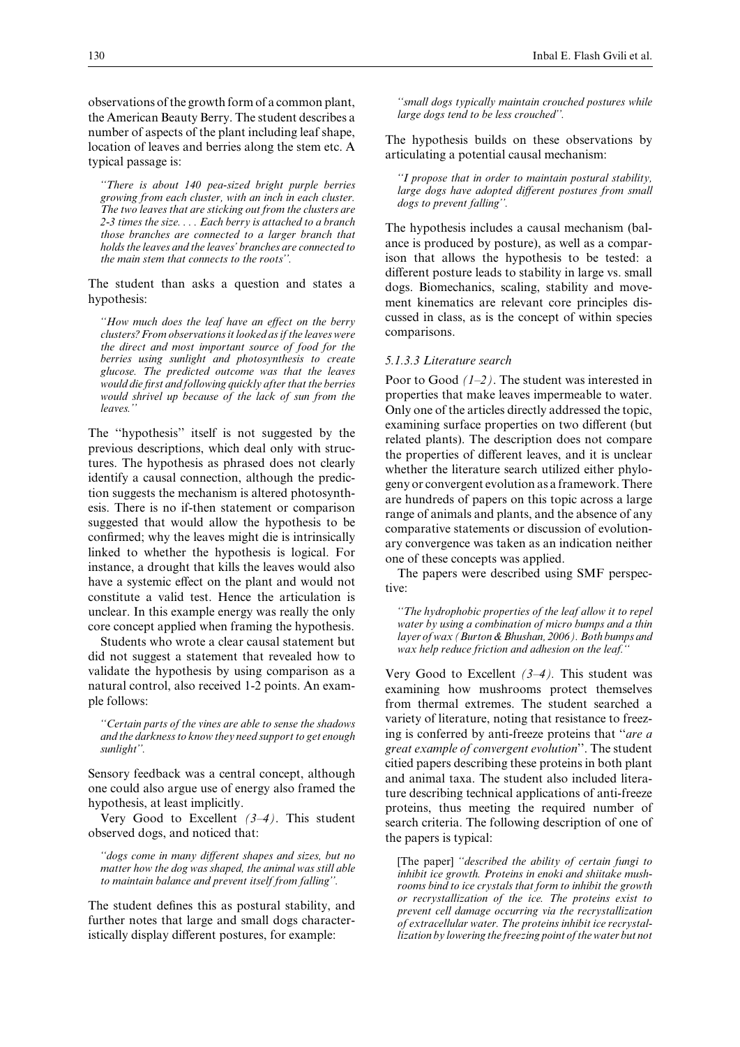observations of the growth form of a common plant, the American Beauty Berry. The student describes a number of aspects of the plant including leaf shape, location of leaves and berries along the stem etc. A typical passage is:

> *"There is about 140 pea-sized bright purple berries growing from each cluster, with an inch in each cluster. The two leaves that are sticking out from the clusters are 2-3 times the size. . . . Each berry is attached to a branch those branches are connected to a larger branch that holds the leaves and the leaves' branches are connected to the main stem that connects to the roots".*

The student than asks a question and states a hypothesis:

> *"How much does the leaf have an effect on the berry clusters? From observations it looked as if the leaves were the direct and most important source of food for the berries using sunlight and photosynthesis to create glucose. The predicted outcome was that the leaves would die first and following quickly after that the berries would shrivel up because of the lack of sun from the leaves."*

The "hypothesis" itself is not suggested by the previous descriptions, which deal only with structures. The hypothesis as phrased does not clearly identify a causal connection, although the prediction suggests the mechanism is altered photosynthesis. There is no if-then statement or comparison suggested that would allow the hypothesis to be confirmed; why the leaves might die is intrinsically linked to whether the hypothesis is logical. For instance, a drought that kills the leaves would also have a systemic effect on the plant and would not constitute a valid test. Hence the articulation is unclear. In this example energy was really the only core concept applied when framing the hypothesis.

Students who wrote a clear causal statement but did not suggest a statement that revealed how to validate the hypothesis by using comparison as a natural control, also received 1-2 points. An example follows:

> *"Certain parts of the vines are able to sense the shadows and the darkness to know they need support to get enough sunlight".*

Sensory feedback was a central concept, although one could also argue use of energy also framed the hypothesis, at least implicitly.

Very Good to Excellent *(3–4)*. This student observed dogs, and noticed that:

> *"dogs come in many different shapes and sizes, but no matter how the dog was shaped, the animal was still able to maintain balance and prevent itself from falling".*

The student defines this as postural stability, and further notes that large and small dogs characteristically display different postures, for example:

> *"small dogs typically maintain crouched postures while large dogs tend to be less crouched".*

The hypothesis builds on these observations by articulating a potential causal mechanism:

> *"I propose that in order to maintain postural stability, large dogs have adopted different postures from small dogs to prevent falling".*

The hypothesis includes a causal mechanism (balance is produced by posture), as well as a comparison that allows the hypothesis to be tested: a different posture leads to stability in large vs. small dogs. Biomechanics, scaling, stability and movement kinematics are relevant core principles discussed in class, as is the concept of within species comparisons.

##### *5.1.3.3 Literature search*

Poor to Good *(1–2)*. The student was interested in properties that make leaves impermeable to water. Only one of the articles directly addressed the topic, examining surface properties on two different (but related plants). The description does not compare the properties of different leaves, and it is unclear whether the literature search utilized either phylogeny or convergent evolution as a framework. There are hundreds of papers on this topic across a large range of animals and plants, and the absence of any comparative statements or discussion of evolutionary convergence was taken as an indication neither one of these concepts was applied.

The papers were described using SMF perspective:

> *"The hydrophobic properties of the leaf allow it to repel water by using a combination of micro bumps and a thin layer of wax (Burton & Bhushan, 2006). Both bumps and wax help reduce friction and adhesion on the leaf."*

Very Good to Excellent *(3–4)*. This student was examining how mushrooms protect themselves from thermal extremes. The student searched a variety of literature, noting that resistance to freezing is conferred by anti-freeze proteins that "*are a great example of convergent evolution*". The student citied papers describing these proteins in both plant and animal taxa. The student also included literature describing technical applications of anti-freeze proteins, thus meeting the required number of search criteria. The following description of one of the papers is typical:

> [The paper] *"described the ability of certain fungi to inhibit ice growth. Proteins in enoki and shiitake mushrooms bind to ice crystals that form to inhibit the growth or recrystallization of the ice. The proteins exist to prevent cell damage occurring via the recrystallization of extracellular water. The proteins inhibit ice recrystallization by lowering the freezing point of the water but not*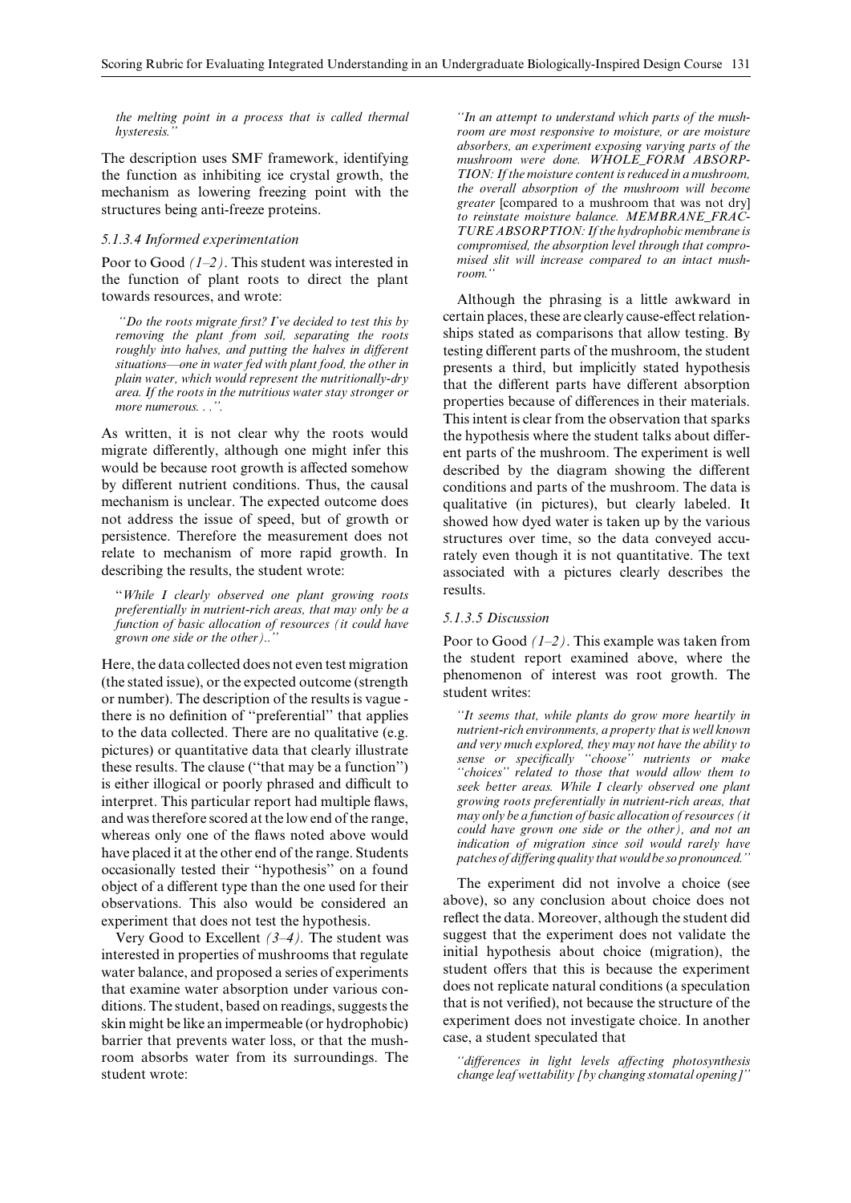*the melting point in a process that is called thermal hysteresis."*

The description uses SMF framework, identifying the function as inhibiting ice crystal growth, the mechanism as lowering freezing point with the structures being anti-freeze proteins.

#### 5.1.3.4 Informed experimentation

Poor to Good *(1–2)*. This student was interested in the function of plant roots to direct the plant towards resources, and wrote:

> *"Do the roots migrate first? I've decided to test this by removing the plant from soil, separating the roots roughly into halves, and putting the halves in different situations—one in water fed with plant food, the other in plain water, which would represent the nutritionally-dry area. If the roots in the nutritious water stay stronger or more numerous. . .".*

As written, it is not clear why the roots would migrate differently, although one might infer this would be because root growth is affected somehow by different nutrient conditions. Thus, the causal mechanism is unclear. The expected outcome does not address the issue of speed, but of growth or persistence. Therefore the measurement does not relate to mechanism of more rapid growth. In describing the results, the student wrote:

> "*While I clearly observed one plant growing roots preferentially in nutrient-rich areas, that may only be a function of basic allocation of resources (it could have grown one side or the other)..*"

Here, the data collected does not even test migration (the stated issue), or the expected outcome (strength or number). The description of the results is vague - there is no definition of "preferential" that applies to the data collected. There are no qualitative (e.g. pictures) or quantitative data that clearly illustrate these results. The clause ("that may be a function") is either illogical or poorly phrased and difficult to interpret. This particular report had multiple flaws, and was therefore scored at the low end of the range, whereas only one of the flaws noted above would have placed it at the other end of the range. Students occasionally tested their "hypothesis" on a found object of a different type than the one used for their observations. This also would be considered an experiment that does not test the hypothesis.

Very Good to Excellent *(3–4)*. The student was interested in properties of mushrooms that regulate water balance, and proposed a series of experiments that examine water absorption under various conditions. The student, based on readings, suggests the skin might be like an impermeable (or hydrophobic) barrier that prevents water loss, or that the mushroom absorbs water from its surroundings. The student wrote:

> *"In an attempt to understand which parts of the mushroom are most responsive to moisture, or are moisture absorbers, an experiment exposing varying parts of the mushroom were done. WHOLE_FORM ABSORPTION: If the moisture content is reduced in a mushroom, the overall absorption of the mushroom will become greater* [compared to a mushroom that was not dry] *to reinstate moisture balance. MEMBRANE_FRACTURE ABSORPTION: If the hydrophobic membrane is compromised, the absorption level through that compromised slit will increase compared to an intact mushroom."*

Although the phrasing is a little awkward in certain places, these are clearly cause-effect relationships stated as comparisons that allow testing. By testing different parts of the mushroom, the student presents a third, but implicitly stated hypothesis that the different parts have different absorption properties because of differences in their materials. This intent is clear from the observation that sparks the hypothesis where the student talks about different parts of the mushroom. The experiment is well described by the diagram showing the different conditions and parts of the mushroom. The data is qualitative (in pictures), but clearly labeled. It showed how dyed water is taken up by the various structures over time, so the data conveyed accurately even though it is not quantitative. The text associated with a pictures clearly describes the results.

#### 5.1.3.5 Discussion

Poor to Good *(1–2)*. This example was taken from the student report examined above, where the phenomenon of interest was root growth. The student writes:

> *"It seems that, while plants do grow more heartily in nutrient-rich environments, a property that is well known and very much explored, they may not have the ability to sense or specifically "choose" nutrients or make "choices" related to those that would allow them to seek better areas. While I clearly observed one plant growing roots preferentially in nutrient-rich areas, that may only be a function of basic allocation of resources (it could have grown one side or the other), and not an indication of migration since soil would rarely have patches of differing quality that would be so pronounced."*

The experiment did not involve a choice (see above), so any conclusion about choice does not reflect the data. Moreover, although the student did suggest that the experiment does not validate the initial hypothesis about choice (migration), the student offers that this is because the experiment does not replicate natural conditions (a speculation that is not verified), not because the structure of the experiment does not investigate choice. In another case, a student speculated that

> *"differences in light levels affecting photosynthesis change leaf wettability [by changing stomatal opening]"*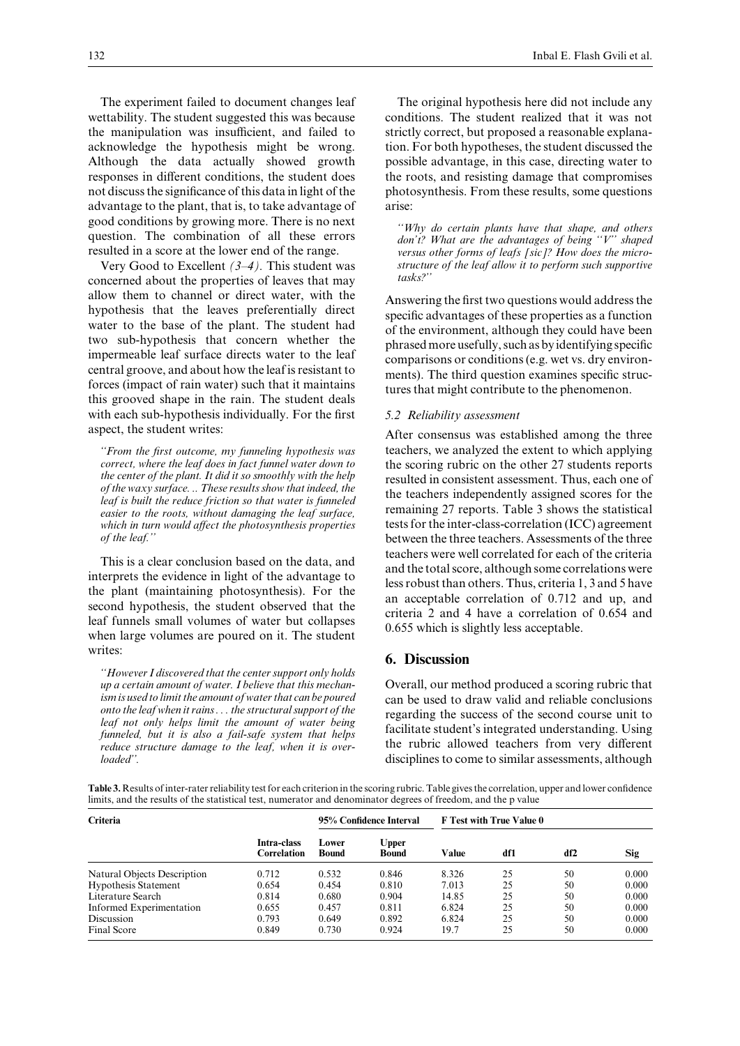The experiment failed to document changes leaf wettability. The student suggested this was because the manipulation was insufficient, and failed to acknowledge the hypothesis might be wrong. Although the data actually showed growth responses in different conditions, the student does not discuss the significance of this data in light of the advantage to the plant, that is, to take advantage of good conditions by growing more. There is no next question. The combination of all these errors resulted in a score at the lower end of the range.

Very Good to Excellent *(3–4)*. This student was concerned about the properties of leaves that may allow them to channel or direct water, with the hypothesis that the leaves preferentially direct water to the base of the plant. The student had two sub-hypothesis that concern whether the impermeable leaf surface directs water to the leaf central groove, and about how the leaf is resistant to forces (impact of rain water) such that it maintains this grooved shape in the rain. The student deals with each sub-hypothesis individually. For the first aspect, the student writes:

> *''From the first outcome, my funneling hypothesis was correct, where the leaf does in fact funnel water down to the center of the plant. It did it so smoothly with the help of the waxy surface. .. These results show that indeed, the leaf is built the reduce friction so that water is funneled easier to the roots, without damaging the leaf surface, which in turn would affect the photosynthesis properties of the leaf.''*

This is a clear conclusion based on the data, and interprets the evidence in light of the advantage to the plant (maintaining photosynthesis). For the second hypothesis, the student observed that the leaf funnels small volumes of water but collapses when large volumes are poured on it. The student writes:

> *''However I discovered that the center support only holds up a certain amount of water. I believe that this mechanism is used to limit the amount of water that can be poured onto the leaf when it rains . . . the structural support of the leaf not only helps limit the amount of water being funneled, but it is also a fail-safe system that helps reduce structure damage to the leaf, when it is overloaded''.*

The original hypothesis here did not include any conditions. The student realized that it was not strictly correct, but proposed a reasonable explanation. For both hypotheses, the student discussed the possible advantage, in this case, directing water to the roots, and resisting damage that compromises photosynthesis. From these results, some questions arise:

> *''Why do certain plants have that shape, and others don't? What are the advantages of being ''V'' shaped versus other forms of leafs [sic]? How does the microstructure of the leaf allow it to perform such supportive tasks?''*

Answering the first two questions would address the specific advantages of these properties as a function of the environment, although they could have been phrased more usefully, such as by identifying specific comparisons or conditions (e.g. wet vs. dry environments). The third question examines specific structures that might contribute to the phenomenon.

### *5.2 Reliability assessment*

After consensus was established among the three teachers, we analyzed the extent to which applying the scoring rubric on the other 27 students reports resulted in consistent assessment. Thus, each one of the teachers independently assigned scores for the remaining 27 reports. Table 3 shows the statistical tests for the inter-class-correlation (ICC) agreement between the three teachers. Assessments of the three teachers were well correlated for each of the criteria and the total score, although some correlations were less robust than others. Thus, criteria 1, 3 and 5 have an acceptable correlation of 0.712 and up, and criteria 2 and 4 have a correlation of 0.654 and 0.655 which is slightly less acceptable.

## 6. Discussion

Overall, our method produced a scoring rubric that can be used to draw valid and reliable conclusions regarding the success of the second course unit to facilitate student's integrated understanding. Using the rubric allowed teachers from very different disciplines to come to similar assessments, although

**Table 3.** Results of inter-rater reliability test for each criterion in the scoring rubric. Table gives the correlation, upper and lower confidence limits, and the results of the statistical test, numerator and denominator degrees of freedom, and the p value

| Criteria | Intra-class Correlation | 95% Confidence Interval | | F Test with True Value 0 | | | |
|---|---|---|---|---|---|---|---|
| | | Lower Bound | Upper Bound | Value | df1 | df2 | Sig |
| Natural Objects Description | 0.712 | 0.532 | 0.846 | 8.326 | 25 | 50 | 0.000 |
| Hypothesis Statement | 0.654 | 0.454 | 0.810 | 7.013 | 25 | 50 | 0.000 |
| Literature Search | 0.814 | 0.680 | 0.904 | 14.85 | 25 | 50 | 0.000 |
| Informed Experimentation | 0.655 | 0.457 | 0.811 | 6.824 | 25 | 50 | 0.000 |
| Discussion | 0.793 | 0.649 | 0.892 | 6.824 | 25 | 50 | 0.000 |
| Final Score | 0.849 | 0.730 | 0.924 | 19.7 | 25 | 50 | 0.000 |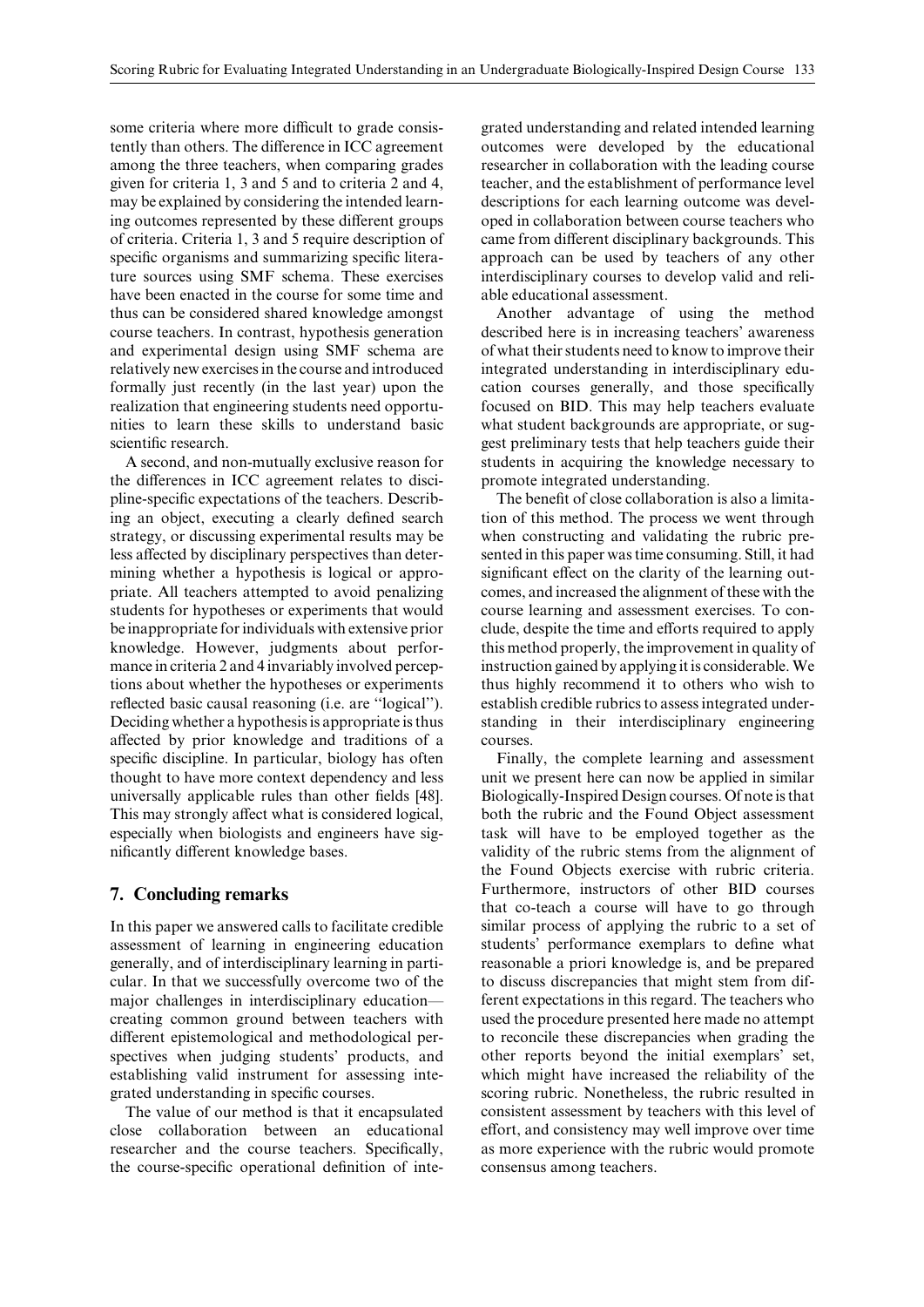some criteria where more difficult to grade consistently than others. The difference in ICC agreement among the three teachers, when comparing grades given for criteria 1, 3 and 5 and to criteria 2 and 4, may be explained by considering the intended learning outcomes represented by these different groups of criteria. Criteria 1, 3 and 5 require description of specific organisms and summarizing specific literature sources using SMF schema. These exercises have been enacted in the course for some time and thus can be considered shared knowledge amongst course teachers. In contrast, hypothesis generation and experimental design using SMF schema are relatively new exercises in the course and introduced formally just recently (in the last year) upon the realization that engineering students need opportunities to learn these skills to understand basic scientific research.

A second, and non-mutually exclusive reason for the differences in ICC agreement relates to discipline-specific expectations of the teachers. Describing an object, executing a clearly defined search strategy, or discussing experimental results may be less affected by disciplinary perspectives than determining whether a hypothesis is logical or appropriate. All teachers attempted to avoid penalizing students for hypotheses or experiments that would be inappropriate for individuals with extensive prior knowledge. However, judgments about performance in criteria 2 and 4 invariably involved perceptions about whether the hypotheses or experiments reflected basic causal reasoning (i.e. are ''logical''). Deciding whether a hypothesis is appropriate is thus affected by prior knowledge and traditions of a specific discipline. In particular, biology has often thought to have more context dependency and less universally applicable rules than other fields [48]. This may strongly affect what is considered logical, especially when biologists and engineers have significantly different knowledge bases.

## 7. Concluding remarks

In this paper we answered calls to facilitate credible assessment of learning in engineering education generally, and of interdisciplinary learning in particular. In that we successfully overcome two of the major challenges in interdisciplinary education—creating common ground between teachers with different epistemological and methodological perspectives when judging students' products, and establishing valid instrument for assessing integrated understanding in specific courses.

The value of our method is that it encapsulated close collaboration between an educational researcher and the course teachers. Specifically, the course-specific operational definition of integrated understanding and related intended learning outcomes were developed by the educational researcher in collaboration with the leading course teacher, and the establishment of performance level descriptions for each learning outcome was developed in collaboration between course teachers who came from different disciplinary backgrounds. This approach can be used by teachers of any other interdisciplinary courses to develop valid and reliable educational assessment.

Another advantage of using the method described here is in increasing teachers' awareness of what their students need to know to improve their integrated understanding in interdisciplinary education courses generally, and those specifically focused on BID. This may help teachers evaluate what student backgrounds are appropriate, or suggest preliminary tests that help teachers guide their students in acquiring the knowledge necessary to promote integrated understanding.

The benefit of close collaboration is also a limitation of this method. The process we went through when constructing and validating the rubric presented in this paper was time consuming. Still, it had significant effect on the clarity of the learning outcomes, and increased the alignment of these with the course learning and assessment exercises. To conclude, despite the time and efforts required to apply this method properly, the improvement in quality of instruction gained by applying it is considerable. We thus highly recommend it to others who wish to establish credible rubrics to assess integrated understanding in their interdisciplinary engineering courses.

Finally, the complete learning and assessment unit we present here can now be applied in similar Biologically-Inspired Design courses. Of note is that both the rubric and the Found Object assessment task will have to be employed together as the validity of the rubric stems from the alignment of the Found Objects exercise with rubric criteria. Furthermore, instructors of other BID courses that co-teach a course will have to go through similar process of applying the rubric to a set of students' performance exemplars to define what reasonable a priori knowledge is, and be prepared to discuss discrepancies that might stem from different expectations in this regard. The teachers who used the procedure presented here made no attempt to reconcile these discrepancies when grading the other reports beyond the initial exemplars' set, which might have increased the reliability of the scoring rubric. Nonetheless, the rubric resulted in consistent assessment by teachers with this level of effort, and consistency may well improve over time as more experience with the rubric would promote consensus among teachers.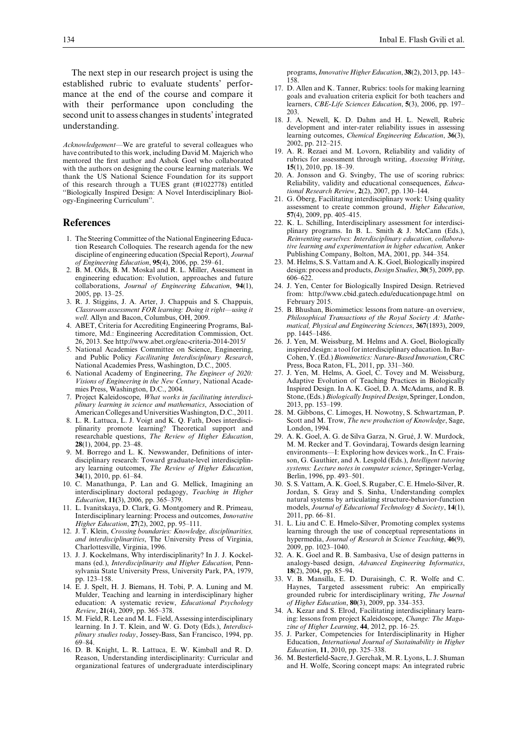The next step in our research project is using the established rubric to evaluate students' performance at the end of the course and compare it with their performance upon concluding the second unit to assess changes in students' integrated understanding.

*Acknowledgement*—We are grateful to several colleagues who have contributed to this work, including David M. Majerich who mentored the first author and Ashok Goel who collaborated with the authors on designing the course learning materials. We thank the US National Science Foundation for its support of this research through a TUES grant (#1022778) entitled "Biologically Inspired Design: A Novel Interdisciplinary Biology-Engineering Curriculum".

## References

1. The Steering Committee of the National Engineering Education Research Colloquies. The research agenda for the new discipline of engineering education (Special Report), *Journal of Engineering Education*, **95**(4), 2006, pp. 259–61.
2. B. M. Olds, B. M. Moskal and R. L. Miller, Assessment in engineering education: Evolution, approaches and future collaborations, *Journal of Engineering Education*, **94**(1), 2005, pp. 13–25.
3. R. J. Stiggins, J. A. Arter, J. Chappuis and S. Chappuis, *Classroom assessment FOR learning: Doing it right—using it well*. Allyn and Bacon, Columbus, OH, 2009.
4. ABET, Criteria for Accrediting Engineering Programs, Baltimore, Md.: Engineering Accreditation Commission, Oct. 26, 2013. See http://www.abet.org/eac-criteria-2014-2015/
5. National Academies Committee on Science, Engineering, and Public Policy *Facilitating Interdisciplinary Research*, National Academies Press, Washington, D.C., 2005.
6. National Academy of Engineering, *The Engineer of 2020: Visions of Engineering in the New Century*, National Academies Press, Washington, D.C., 2004.
7. Project Kaleidoscope, *What works in facilitating interdisciplinary learning in science and mathematics*, Association of American Colleges and Universities Washington, D.C., 2011.
8. L. R. Lattuca, L. J. Voigt and K. Q. Fath, Does interdisciplinarity promote learning? Theoretical support and researchable questions, *The Review of Higher Education*, **28**(1), 2004, pp. 23–48.
9. M. Borrego and L. K. Newswander, Definitions of interdisciplinary research: Toward graduate-level interdisciplinary learning outcomes, *The Review of Higher Education*, **34**(1), 2010, pp. 61–84.
10. C. Manathunga, P. Lan and G. Mellick, Imagining an interdisciplinary doctoral pedagogy, *Teaching in Higher Education*, **11**(3), 2006, pp. 365–379.
11. L. Ivanitskaya, D. Clark, G. Montgomery and R. Primeau, Interdisciplinary learning: Process and outcomes, *Innovative Higher Education*, **27**(2), 2002, pp. 95–111.
12. J. T. Klein, *Crossing boundaries: Knowledge, disciplinarities, and interdisciplinarities*, The University Press of Virginia, Charlottesville, Virginia, 1996.
13. J. J. Kockelmans, Why interdisciplinarity? In J. J. Kockelmans (ed.), *Interdisciplinarity and Higher Education*, Pennsylvania State University Press, University Park, PA, 1979, pp. 123–158.
14. E. J. Spelt, H. J. Biemans, H. Tobi, P. A. Luning and M. Mulder, Teaching and learning in interdisciplinary higher education: A systematic review, *Educational Psychology Review*, **21**(4), 2009, pp. 365–378.
15. M. Field, R. Lee and M. L. Field, Assessing interdisciplinary learning. In J. T. Klein, and W. G. Doty (Eds.), *Interdisciplinary studies today*, Jossey-Bass, San Francisco, 1994, pp. 69–84.
16. D. B. Knight, L. R. Lattuca, E. W. Kimball and R. D. Reason, Understanding interdisciplinarity: Curricular and organizational features of undergraduate interdisciplinary programs, *Innovative Higher Education*, **38**(2), 2013, pp. 143–158.
17. D. Allen and K. Tanner, Rubrics: tools for making learning goals and evaluation criteria explicit for both teachers and learners, *CBE-Life Sciences Education*, **5**(3), 2006, pp. 197–203.
18. J. A. Newell, K. D. Dahm and H. L. Newell, Rubric development and inter-rater reliability issues in assessing learning outcomes, *Chemical Engineering Education*, **36**(3), 2002, pp. 212–215.
19. A. R. Rezaei and M. Lovorn, Reliability and validity of rubrics for assessment through writing, *Assessing Writing*, **15**(1), 2010, pp. 18–39.
20. A. Jonsson and G. Svingby, The use of scoring rubrics: Reliability, validity and educational consequences, *Educational Research Review*, **2**(2), 2007, pp. 130–144.
21. G. Öberg, Facilitating interdisciplinary work: Using quality assessment to create common ground, *Higher Education*, **57**(4), 2009, pp. 405–415.
22. K. L. Schilling, Interdisciplinary assessment for interdisciplinary programs. In B. L. Smith & J. McCann (Eds.), *Reinventing ourselves: Interdisciplinary education, collaborative learning and experimentation in higher education,* Anker Publishing Company, Bolton, MA, 2001, pp. 344–354.
23. M. Helms, S. S. Vattam and A. K. Goel, Biologically inspired design: process and products, *Design Studies*, **30**(5), 2009, pp. 606–622.
24. J. Yen, Center for Biologically Inspired Design. Retrieved from: http://www.cbid.gatech.edu/educationpage.html on February 2015.
25. B. Bhushan, Biomimetics: lessons from nature–an overview, *Philosophical Transactions of the Royal Society A: Mathematical, Physical and Engineering Sciences*, **367**(1893), 2009, pp. 1445–1486.
26. J. Yen, M. Weissburg, M. Helms and A. Goel, Biologically inspired design: a tool for interdisciplinary education. In Bar-Cohen, Y. (Ed.) *Biomimetics: Nature-Based Innovation*, CRC Press, Boca Raton, FL, 2011, pp. 331–360.
27. J. Yen, M. Helms, A. Goel, C. Tovey and M. Weissburg, Adaptive Evolution of Teaching Practices in Biologically Inspired Design. In A. K. Goel, D. A. McAdams, and R. B. Stone, (Eds.) *Biologically Inspired Design*, Springer, London, 2013, pp. 153–199.
28. M. Gibbons, C. Limoges, H. Nowotny, S. Schwartzman, P. Scott and M. Trow, *The new production of Knowledge*, Sage, London, 1994.
29. A. K. Goel, A. G. de Silva Garza, N. Grué, J. W. Murdock, M. M. Recker and T. Govindaraj, Towards design learning environments—I: Exploring how devices work., In C. Fraisson, G. Gauthier, and A. Lesgold (Eds.), *Intelligent tutoring systems: Lecture notes in computer science*, Springer-Verlag, Berlin, 1996, pp. 493–501.
30. S. S. Vattam, A. K. Goel, S. Rugaber, C. E. Hmelo-Silver, R. Jordan, S. Gray and S. Sinha, Understanding complex natural systems by articulating structure-behavior-function models, *Journal of Educational Technology & Society*, **14**(1), 2011, pp. 66–81.
31. L. Liu and C. E. Hmelo-Silver, Promoting complex systems learning through the use of conceptual representations in hypermedia, *Journal of Research in Science Teaching*, **46**(9), 2009, pp. 1023–1040.
32. A. K. Goel and R. B. Sambasiva, Use of design patterns in analogy-based design, *Advanced Engineering Informatics*, **18**(2), 2004, pp. 85–94.
33. V. B. Mansilla, E. D. Duraisingh, C. R. Wolfe and C. Haynes, Targeted assessment rubric: An empirically grounded rubric for interdisciplinary writing, *The Journal of Higher Education*, **80**(3), 2009, pp. 334–353.
34. A. Kezar and S. Elrod, Facilitating interdisciplinary learning: lessons from project Kaleidoscope, *Change: The Magazine of Higher Learning*, **44**, 2012, pp. 16–25.
35. J. Parker, Competencies for Interdisciplinarity in Higher Education, *International Journal of Sustainability in Higher Education*, **11**, 2010, pp. 325–338.
36. M. Besterfield-Sacre, J. Gerchak, M. R. Lyons, L. J. Shuman and H. Wolfe, Scoring concept maps: An integrated rubric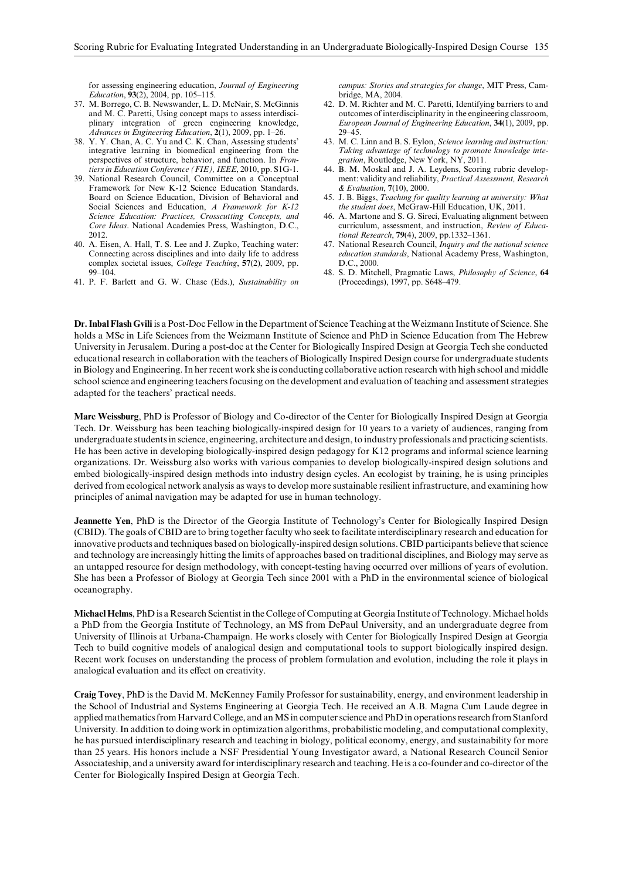for assessing engineering education, *Journal of Engineering Education*, **93**(2), 2004, pp. 105–115.

37. M. Borrego, C. B. Newswander, L. D. McNair, S. McGinnis and M. C. Paretti, Using concept maps to assess interdisciplinary integration of green engineering knowledge, *Advances in Engineering Education*, **2**(1), 2009, pp. 1–26.
38. Y. Y. Chan, A. C. Yu and C. K. Chan, Assessing students' integrative learning in biomedical engineering from the perspectives of structure, behavior, and function. In *Frontiers in Education Conference (FIE), IEEE*, 2010, pp. S1G-1.
39. National Research Council, Committee on a Conceptual Framework for New K-12 Science Education Standards. Board on Science Education, Division of Behavioral and Social Sciences and Education, *A Framework for K-12 Science Education: Practices, Crosscutting Concepts, and Core Ideas*. National Academies Press, Washington, D.C., 2012.
40. A. Eisen, A. Hall, T. S. Lee and J. Zupko, Teaching water: Connecting across disciplines and into daily life to address complex societal issues, *College Teaching*, **57**(2), 2009, pp. 99–104.
41. P. F. Barlett and G. W. Chase (Eds.), *Sustainability on campus: Stories and strategies for change*, MIT Press, Cambridge, MA, 2004.
42. D. M. Richter and M. C. Paretti, Identifying barriers to and outcomes of interdisciplinarity in the engineering classroom, *European Journal of Engineering Education*, **34**(1), 2009, pp. 29–45.
43. M. C. Linn and B. S. Eylon, *Science learning and instruction: Taking advantage of technology to promote knowledge integration*, Routledge, New York, NY, 2011.
44. B. M. Moskal and J. A. Leydens, Scoring rubric development: validity and reliability, *Practical Assessment, Research & Evaluation*, **7**(10), 2000.
45. J. B. Biggs, *Teaching for quality learning at university: What the student does*, McGraw-Hill Education, UK, 2011.
46. A. Martone and S. G. Sireci, Evaluating alignment between curriculum, assessment, and instruction, *Review of Educational Research*, **79**(4), 2009, pp.1332–1361.
47. National Research Council, *Inquiry and the national science education standards*, National Academy Press, Washington, D.C., 2000.
48. S. D. Mitchell, Pragmatic Laws, *Philosophy of Science*, **64** (Proceedings), 1997, pp. S648–479.

**Dr. Inbal Flash Gvili** is a Post-Doc Fellow in the Department of Science Teaching at the Weizmann Institute of Science. She holds a MSc in Life Sciences from the Weizmann Institute of Science and PhD in Science Education from The Hebrew University in Jerusalem. During a post-doc at the Center for Biologically Inspired Design at Georgia Tech she conducted educational research in collaboration with the teachers of Biologically Inspired Design course for undergraduate students in Biology and Engineering. In her recent work she is conducting collaborative action research with high school and middle school science and engineering teachers focusing on the development and evaluation of teaching and assessment strategies adapted for the teachers' practical needs.

**Marc Weissburg**, PhD is Professor of Biology and Co-director of the Center for Biologically Inspired Design at Georgia Tech. Dr. Weissburg has been teaching biologically-inspired design for 10 years to a variety of audiences, ranging from undergraduate students in science, engineering, architecture and design, to industry professionals and practicing scientists. He has been active in developing biologically-inspired design pedagogy for K12 programs and informal science learning organizations. Dr. Weissburg also works with various companies to develop biologically-inspired design solutions and embed biologically-inspired design methods into industry design cycles. An ecologist by training, he is using principles derived from ecological network analysis as ways to develop more sustainable resilient infrastructure, and examining how principles of animal navigation may be adapted for use in human technology.

**Jeannette Yen**, PhD is the Director of the Georgia Institute of Technology's Center for Biologically Inspired Design (CBID). The goals of CBID are to bring together faculty who seek to facilitate interdisciplinary research and education for innovative products and techniques based on biologically-inspired design solutions. CBID participants believe that science and technology are increasingly hitting the limits of approaches based on traditional disciplines, and Biology may serve as an untapped resource for design methodology, with concept-testing having occurred over millions of years of evolution. She has been a Professor of Biology at Georgia Tech since 2001 with a PhD in the environmental science of biological oceanography.

**Michael Helms**, PhD is a Research Scientist in the College of Computing at Georgia Institute of Technology. Michael holds a PhD from the Georgia Institute of Technology, an MS from DePaul University, and an undergraduate degree from University of Illinois at Urbana-Champaign. He works closely with Center for Biologically Inspired Design at Georgia Tech to build cognitive models of analogical design and computational tools to support biologically inspired design. Recent work focuses on understanding the process of problem formulation and evolution, including the role it plays in analogical evaluation and its effect on creativity.

**Craig Tovey**, PhD is the David M. McKenney Family Professor for sustainability, energy, and environment leadership in the School of Industrial and Systems Engineering at Georgia Tech. He received an A.B. Magna Cum Laude degree in applied mathematics from Harvard College, and an MS in computer science and PhD in operations research from Stanford University. In addition to doing work in optimization algorithms, probabilistic modeling, and computational complexity, he has pursued interdisciplinary research and teaching in biology, political economy, energy, and sustainability for more than 25 years. His honors include a NSF Presidential Young Investigator award, a National Research Council Senior Associateship, and a university award for interdisciplinary research and teaching. He is a co-founder and co-director of the Center for Biologically Inspired Design at Georgia Tech.